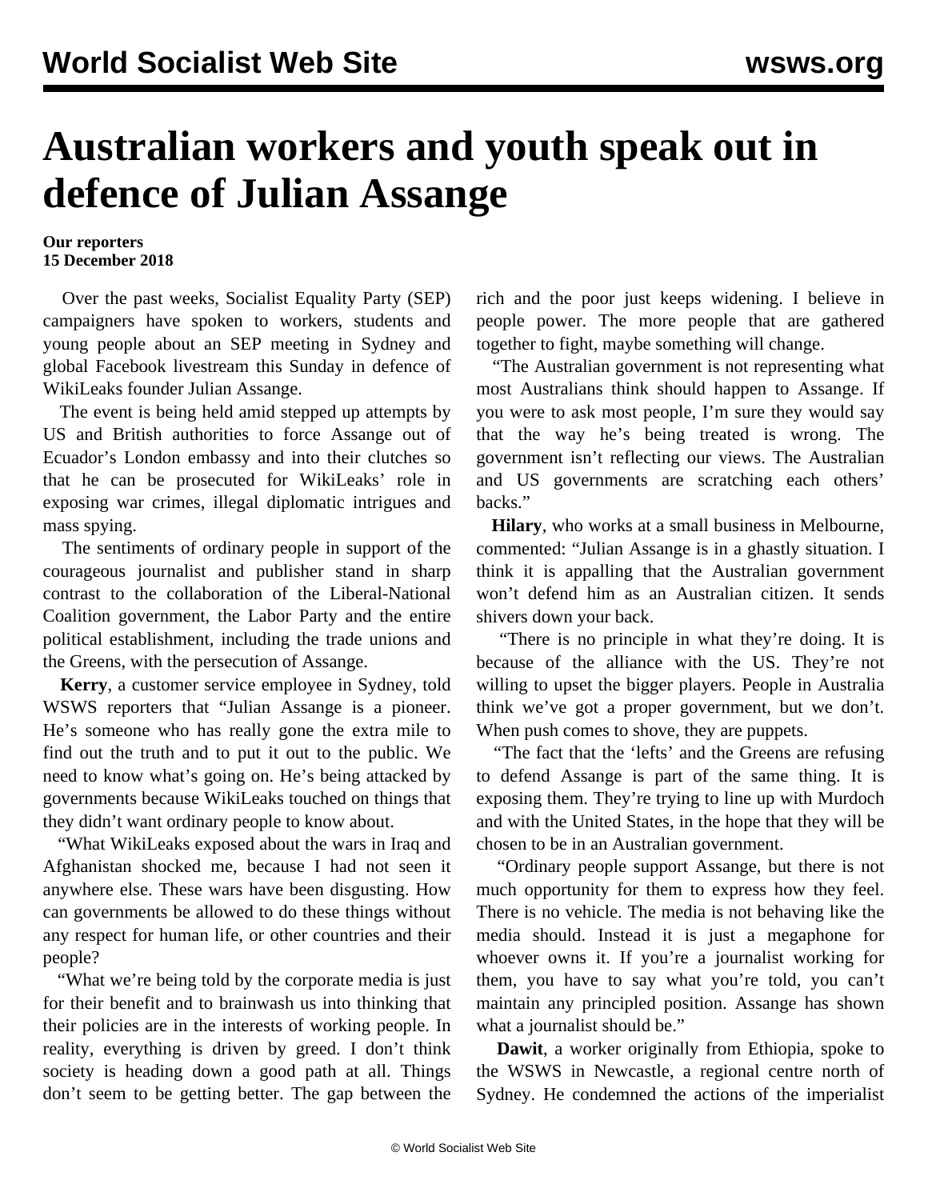# Australian workers and youth speak out in defence of Julian Assange

**Our reporters**
**15 December 2018**

Over the past weeks, Socialist Equality Party (SEP) campaigners have spoken to workers, students and young people about an SEP meeting in Sydney and global Facebook livestream this Sunday in defence of WikiLeaks founder Julian Assange.

The event is being held amid stepped up attempts by US and British authorities to force Assange out of Ecuador's London embassy and into their clutches so that he can be prosecuted for WikiLeaks' role in exposing war crimes, illegal diplomatic intrigues and mass spying.

The sentiments of ordinary people in support of the courageous journalist and publisher stand in sharp contrast to the collaboration of the Liberal-National Coalition government, the Labor Party and the entire political establishment, including the trade unions and the Greens, with the persecution of Assange.

**Kerry**, a customer service employee in Sydney, told WSWS reporters that "Julian Assange is a pioneer. He's someone who has really gone the extra mile to find out the truth and to put it out to the public. We need to know what's going on. He's being attacked by governments because WikiLeaks touched on things that they didn't want ordinary people to know about.

"What WikiLeaks exposed about the wars in Iraq and Afghanistan shocked me, because I had not seen it anywhere else. These wars have been disgusting. How can governments be allowed to do these things without any respect for human life, or other countries and their people?

"What we're being told by the corporate media is just for their benefit and to brainwash us into thinking that their policies are in the interests of working people. In reality, everything is driven by greed. I don't think society is heading down a good path at all. Things don't seem to be getting better. The gap between the rich and the poor just keeps widening. I believe in people power. The more people that are gathered together to fight, maybe something will change.

"The Australian government is not representing what most Australians think should happen to Assange. If you were to ask most people, I'm sure they would say that the way he's being treated is wrong. The government isn't reflecting our views. The Australian and US governments are scratching each others' backs."

**Hilary**, who works at a small business in Melbourne, commented: "Julian Assange is in a ghastly situation. I think it is appalling that the Australian government won't defend him as an Australian citizen. It sends shivers down your back.

"There is no principle in what they're doing. It is because of the alliance with the US. They're not willing to upset the bigger players. People in Australia think we've got a proper government, but we don't. When push comes to shove, they are puppets.

"The fact that the 'lefts' and the Greens are refusing to defend Assange is part of the same thing. It is exposing them. They're trying to line up with Murdoch and with the United States, in the hope that they will be chosen to be in an Australian government.

"Ordinary people support Assange, but there is not much opportunity for them to express how they feel. There is no vehicle. The media is not behaving like the media should. Instead it is just a megaphone for whoever owns it. If you're a journalist working for them, you have to say what you're told, you can't maintain any principled position. Assange has shown what a journalist should be."

**Dawit**, a worker originally from Ethiopia, spoke to the WSWS in Newcastle, a regional centre north of Sydney. He condemned the actions of the imperialist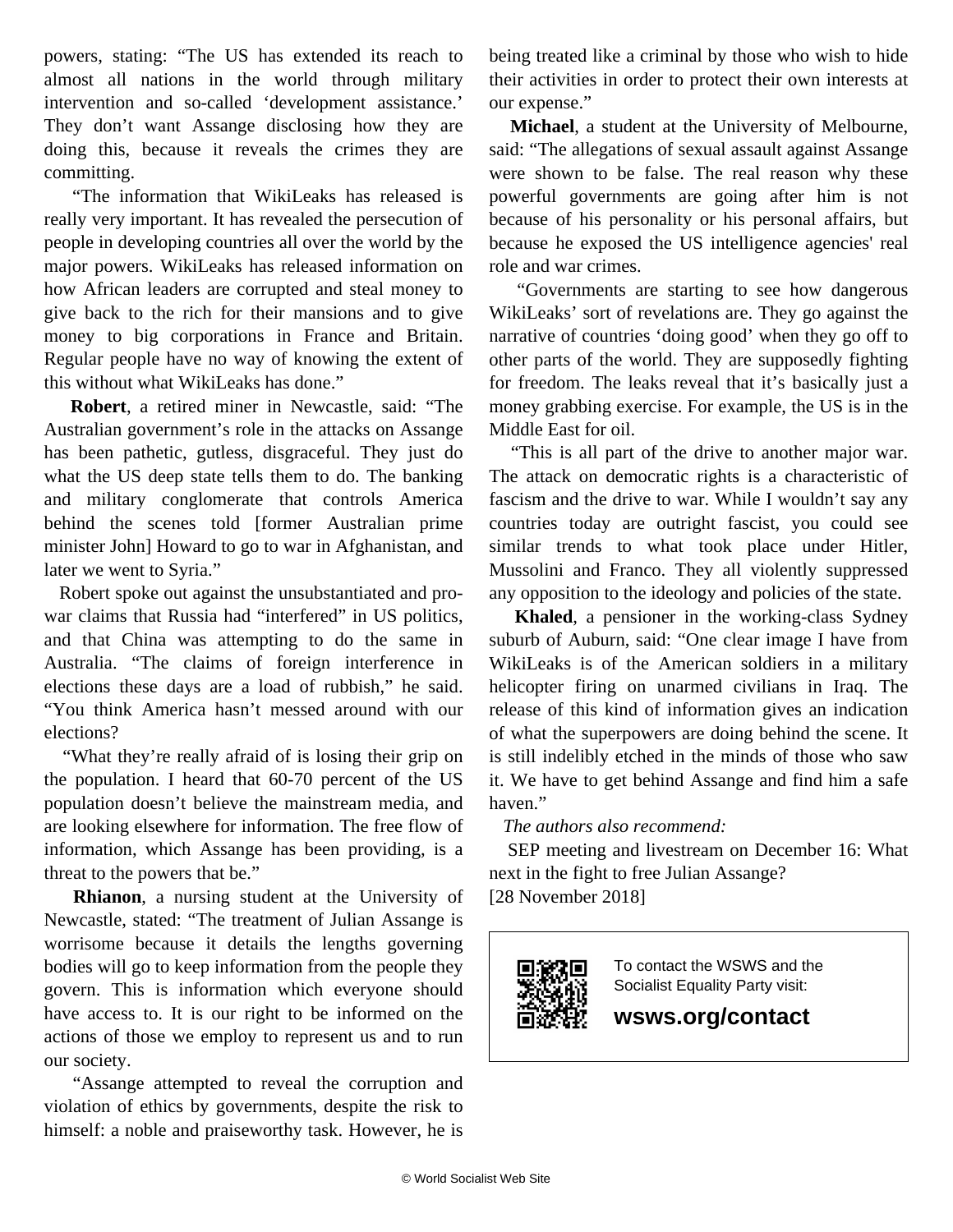powers, stating: "The US has extended its reach to almost all nations in the world through military intervention and so-called 'development assistance.' They don't want Assange disclosing how they are doing this, because it reveals the crimes they are committing.

"The information that WikiLeaks has released is really very important. It has revealed the persecution of people in developing countries all over the world by the major powers. WikiLeaks has released information on how African leaders are corrupted and steal money to give back to the rich for their mansions and to give money to big corporations in France and Britain. Regular people have no way of knowing the extent of this without what WikiLeaks has done."

**Robert**, a retired miner in Newcastle, said: "The Australian government's role in the attacks on Assange has been pathetic, gutless, disgraceful. They just do what the US deep state tells them to do. The banking and military conglomerate that controls America behind the scenes told [former Australian prime minister John] Howard to go to war in Afghanistan, and later we went to Syria."

Robert spoke out against the unsubstantiated and pro-war claims that Russia had "interfered" in US politics, and that China was attempting to do the same in Australia. "The claims of foreign interference in elections these days are a load of rubbish," he said. "You think America hasn't messed around with our elections?

"What they're really afraid of is losing their grip on the population. I heard that 60-70 percent of the US population doesn't believe the mainstream media, and are looking elsewhere for information. The free flow of information, which Assange has been providing, is a threat to the powers that be."

**Rhianon**, a nursing student at the University of Newcastle, stated: "The treatment of Julian Assange is worrisome because it details the lengths governing bodies will go to keep information from the people they govern. This is information which everyone should have access to. It is our right to be informed on the actions of those we employ to represent us and to run our society.

"Assange attempted to reveal the corruption and violation of ethics by governments, despite the risk to himself: a noble and praiseworthy task. However, he is being treated like a criminal by those who wish to hide their activities in order to protect their own interests at our expense."

**Michael**, a student at the University of Melbourne, said: "The allegations of sexual assault against Assange were shown to be false. The real reason why these powerful governments are going after him is not because of his personality or his personal affairs, but because he exposed the US intelligence agencies' real role and war crimes.

"Governments are starting to see how dangerous WikiLeaks' sort of revelations are. They go against the narrative of countries 'doing good' when they go off to other parts of the world. They are supposedly fighting for freedom. The leaks reveal that it's basically just a money grabbing exercise. For example, the US is in the Middle East for oil.

"This is all part of the drive to another major war. The attack on democratic rights is a characteristic of fascism and the drive to war. While I wouldn't say any countries today are outright fascist, you could see similar trends to what took place under Hitler, Mussolini and Franco. They all violently suppressed any opposition to the ideology and policies of the state.

**Khaled**, a pensioner in the working-class Sydney suburb of Auburn, said: "One clear image I have from WikiLeaks is of the American soldiers in a military helicopter firing on unarmed civilians in Iraq. The release of this kind of information gives an indication of what the superpowers are doing behind the scene. It is still indelibly etched in the minds of those who saw it. We have to get behind Assange and find him a safe haven."

*The authors also recommend:*

SEP meeting and livestream on December 16: What next in the fight to free Julian Assange?
[28 November 2018]

To contact the WSWS and the Socialist Equality Party visit:

**wsws.org/contact**